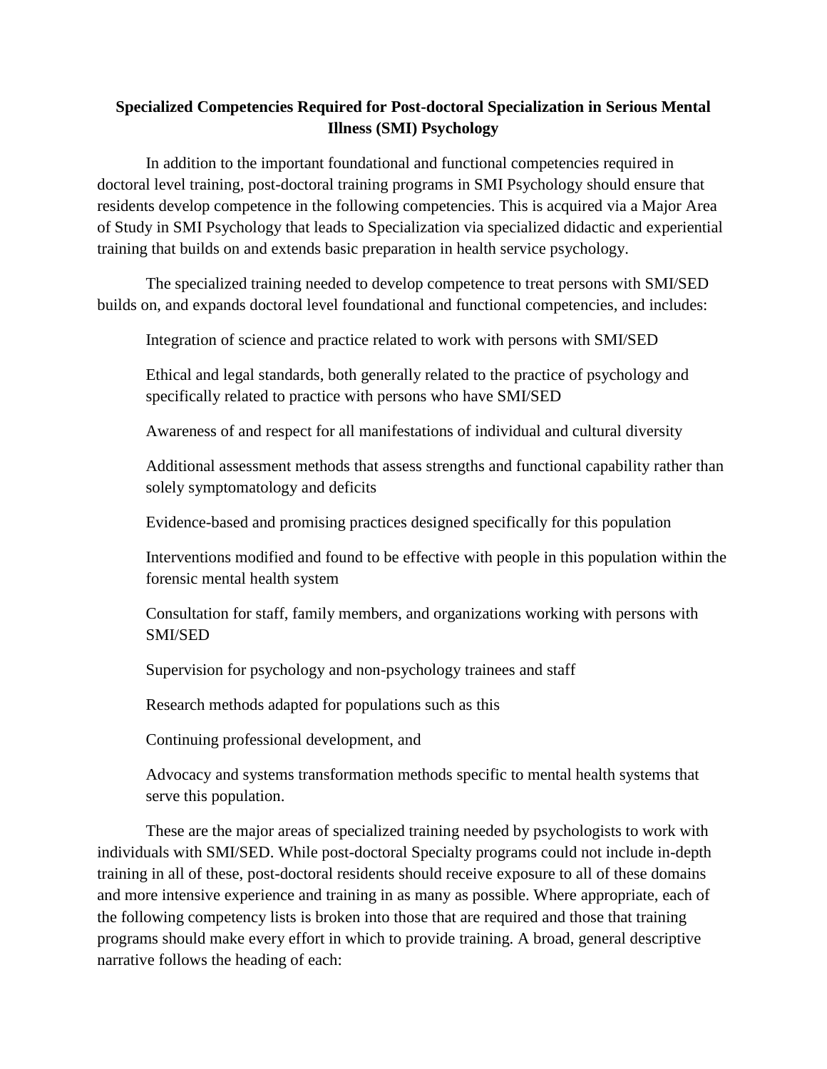# Specialized Competencies Required for Post-doctoral Specialization in Serious Mental Illness (SMI) Psychology

In addition to the important foundational and functional competencies required in doctoral level training, post-doctoral training programs in SMI Psychology should ensure that residents develop competence in the following competencies. This is acquired via a Major Area of Study in SMI Psychology that leads to Specialization via specialized didactic and experiential training that builds on and extends basic preparation in health service psychology.

The specialized training needed to develop competence to treat persons with SMI/SED builds on, and expands doctoral level foundational and functional competencies, and includes:

- Integration of science and practice related to work with persons with SMI/SED
- Ethical and legal standards, both generally related to the practice of psychology and specifically related to practice with persons who have SMI/SED
- Awareness of and respect for all manifestations of individual and cultural diversity
- Additional assessment methods that assess strengths and functional capability rather than solely symptomatology and deficits
- Evidence-based and promising practices designed specifically for this population
- Interventions modified and found to be effective with people in this population within the forensic mental health system
- Consultation for staff, family members, and organizations working with persons with SMI/SED
- Supervision for psychology and non-psychology trainees and staff
- Research methods adapted for populations such as this
- Continuing professional development, and
- Advocacy and systems transformation methods specific to mental health systems that serve this population.

These are the major areas of specialized training needed by psychologists to work with individuals with SMI/SED. While post-doctoral Specialty programs could not include in-depth training in all of these, post-doctoral residents should receive exposure to all of these domains and more intensive experience and training in as many as possible. Where appropriate, each of the following competency lists is broken into those that are required and those that training programs should make every effort in which to provide training. A broad, general descriptive narrative follows the heading of each: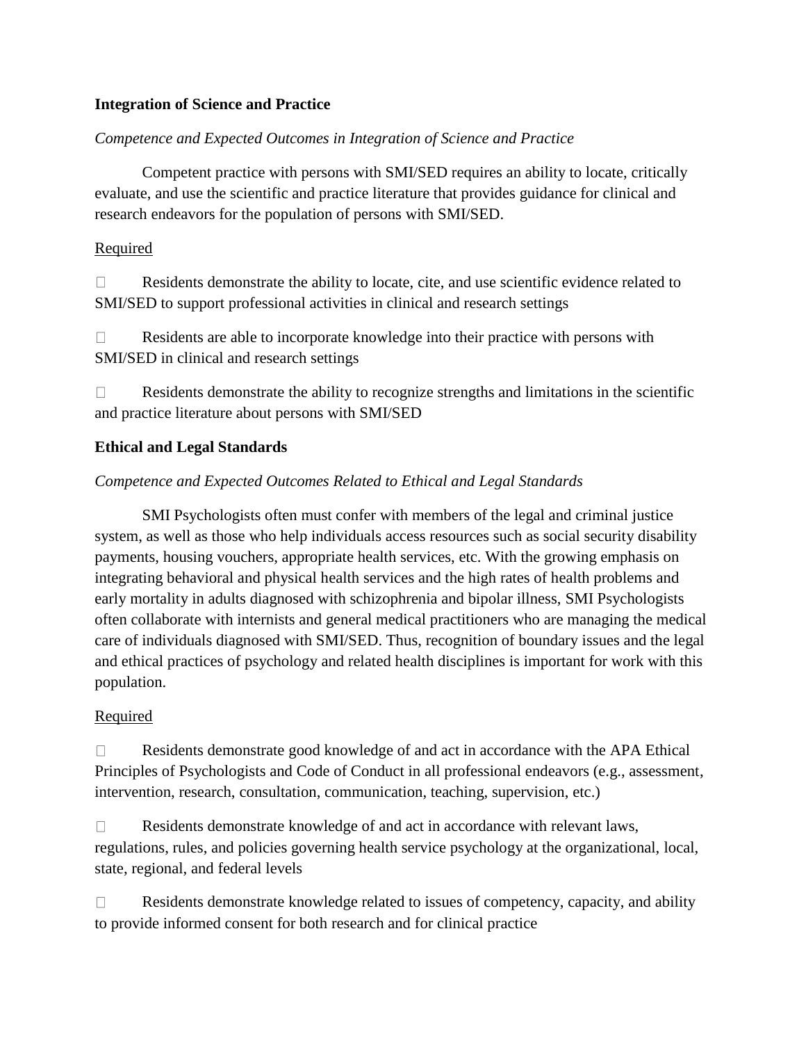**Integration of Science and Practice**

*Competence and Expected Outcomes in Integration of Science and Practice*

Competent practice with persons with SMI/SED requires an ability to locate, critically evaluate, and use the scientific and practice literature that provides guidance for clinical and research endeavors for the population of persons with SMI/SED.

<u>Required</u>

- Residents demonstrate the ability to locate, cite, and use scientific evidence related to SMI/SED to support professional activities in clinical and research settings
- Residents are able to incorporate knowledge into their practice with persons with SMI/SED in clinical and research settings
- Residents demonstrate the ability to recognize strengths and limitations in the scientific and practice literature about persons with SMI/SED

**Ethical and Legal Standards**

*Competence and Expected Outcomes Related to Ethical and Legal Standards*

SMI Psychologists often must confer with members of the legal and criminal justice system, as well as those who help individuals access resources such as social security disability payments, housing vouchers, appropriate health services, etc. With the growing emphasis on integrating behavioral and physical health services and the high rates of health problems and early mortality in adults diagnosed with schizophrenia and bipolar illness, SMI Psychologists often collaborate with internists and general medical practitioners who are managing the medical care of individuals diagnosed with SMI/SED. Thus, recognition of boundary issues and the legal and ethical practices of psychology and related health disciplines is important for work with this population.

<u>Required</u>

- Residents demonstrate good knowledge of and act in accordance with the APA Ethical Principles of Psychologists and Code of Conduct in all professional endeavors (e.g., assessment, intervention, research, consultation, communication, teaching, supervision, etc.)
- Residents demonstrate knowledge of and act in accordance with relevant laws, regulations, rules, and policies governing health service psychology at the organizational, local, state, regional, and federal levels
- Residents demonstrate knowledge related to issues of competency, capacity, and ability to provide informed consent for both research and for clinical practice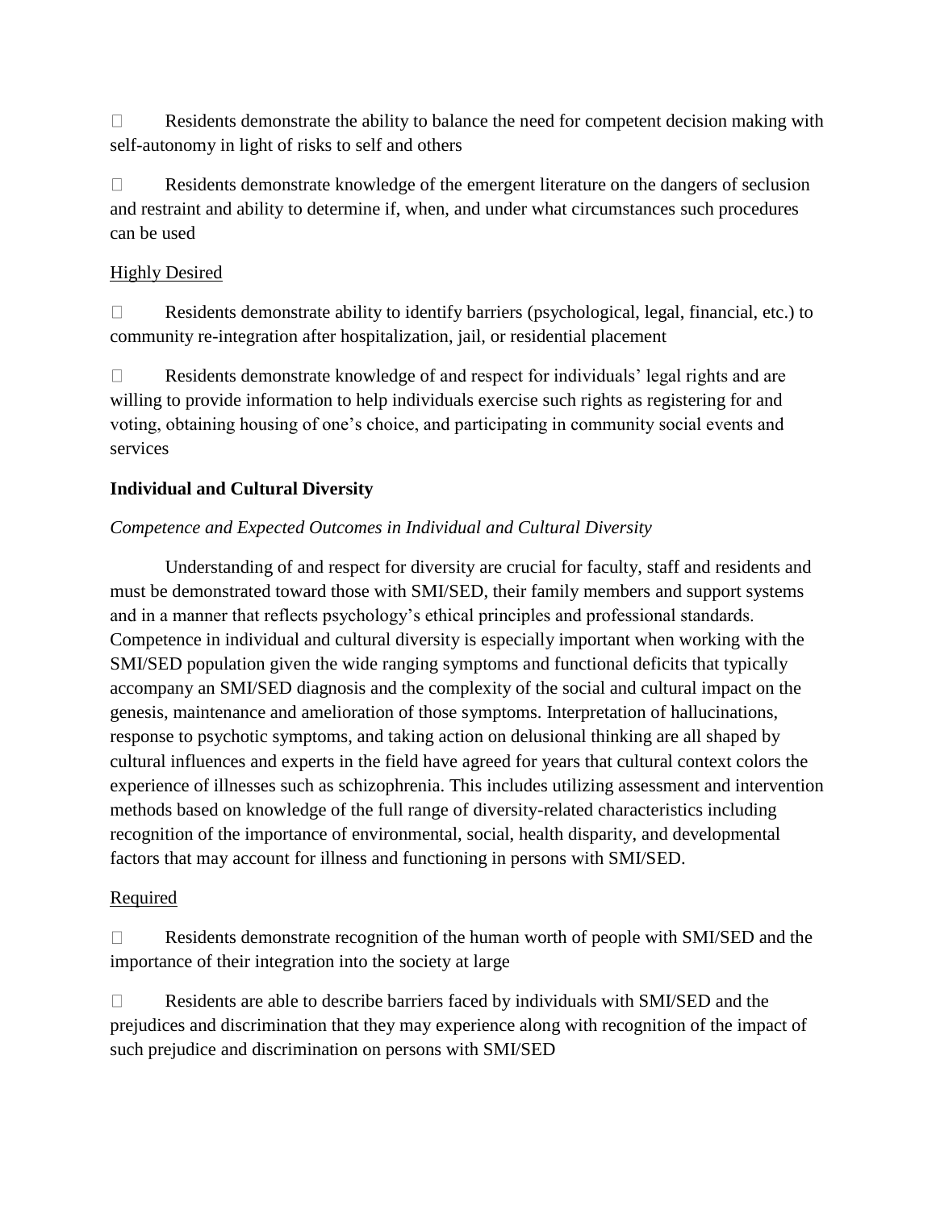- Residents demonstrate the ability to balance the need for competent decision making with self-autonomy in light of risks to self and others

- Residents demonstrate knowledge of the emergent literature on the dangers of seclusion and restraint and ability to determine if, when, and under what circumstances such procedures can be used

<u>Highly Desired</u>

- Residents demonstrate ability to identify barriers (psychological, legal, financial, etc.) to community re-integration after hospitalization, jail, or residential placement

- Residents demonstrate knowledge of and respect for individuals' legal rights and are willing to provide information to help individuals exercise such rights as registering for and voting, obtaining housing of one's choice, and participating in community social events and services

**Individual and Cultural Diversity**

*Competence and Expected Outcomes in Individual and Cultural Diversity*

Understanding of and respect for diversity are crucial for faculty, staff and residents and must be demonstrated toward those with SMI/SED, their family members and support systems and in a manner that reflects psychology's ethical principles and professional standards. Competence in individual and cultural diversity is especially important when working with the SMI/SED population given the wide ranging symptoms and functional deficits that typically accompany an SMI/SED diagnosis and the complexity of the social and cultural impact on the genesis, maintenance and amelioration of those symptoms. Interpretation of hallucinations, response to psychotic symptoms, and taking action on delusional thinking are all shaped by cultural influences and experts in the field have agreed for years that cultural context colors the experience of illnesses such as schizophrenia. This includes utilizing assessment and intervention methods based on knowledge of the full range of diversity-related characteristics including recognition of the importance of environmental, social, health disparity, and developmental factors that may account for illness and functioning in persons with SMI/SED.

<u>Required</u>

- Residents demonstrate recognition of the human worth of people with SMI/SED and the importance of their integration into the society at large

- Residents are able to describe barriers faced by individuals with SMI/SED and the prejudices and discrimination that they may experience along with recognition of the impact of such prejudice and discrimination on persons with SMI/SED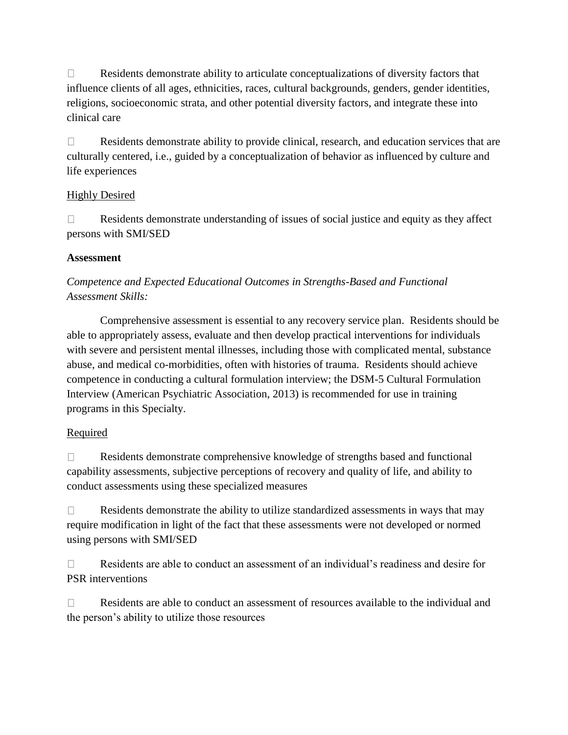- Residents demonstrate ability to articulate conceptualizations of diversity factors that influence clients of all ages, ethnicities, races, cultural backgrounds, genders, gender identities, religions, socioeconomic strata, and other potential diversity factors, and integrate these into clinical care

- Residents demonstrate ability to provide clinical, research, and education services that are culturally centered, i.e., guided by a conceptualization of behavior as influenced by culture and life experiences

<u>Highly Desired</u>

- Residents demonstrate understanding of issues of social justice and equity as they affect persons with SMI/SED

**Assessment**

*Competence and Expected Educational Outcomes in Strengths-Based and Functional Assessment Skills:*

Comprehensive assessment is essential to any recovery service plan. Residents should be able to appropriately assess, evaluate and then develop practical interventions for individuals with severe and persistent mental illnesses, including those with complicated mental, substance abuse, and medical co-morbidities, often with histories of trauma. Residents should achieve competence in conducting a cultural formulation interview; the DSM-5 Cultural Formulation Interview (American Psychiatric Association, 2013) is recommended for use in training programs in this Specialty.

<u>Required</u>

- Residents demonstrate comprehensive knowledge of strengths based and functional capability assessments, subjective perceptions of recovery and quality of life, and ability to conduct assessments using these specialized measures

- Residents demonstrate the ability to utilize standardized assessments in ways that may require modification in light of the fact that these assessments were not developed or normed using persons with SMI/SED

- Residents are able to conduct an assessment of an individual's readiness and desire for PSR interventions

- Residents are able to conduct an assessment of resources available to the individual and the person's ability to utilize those resources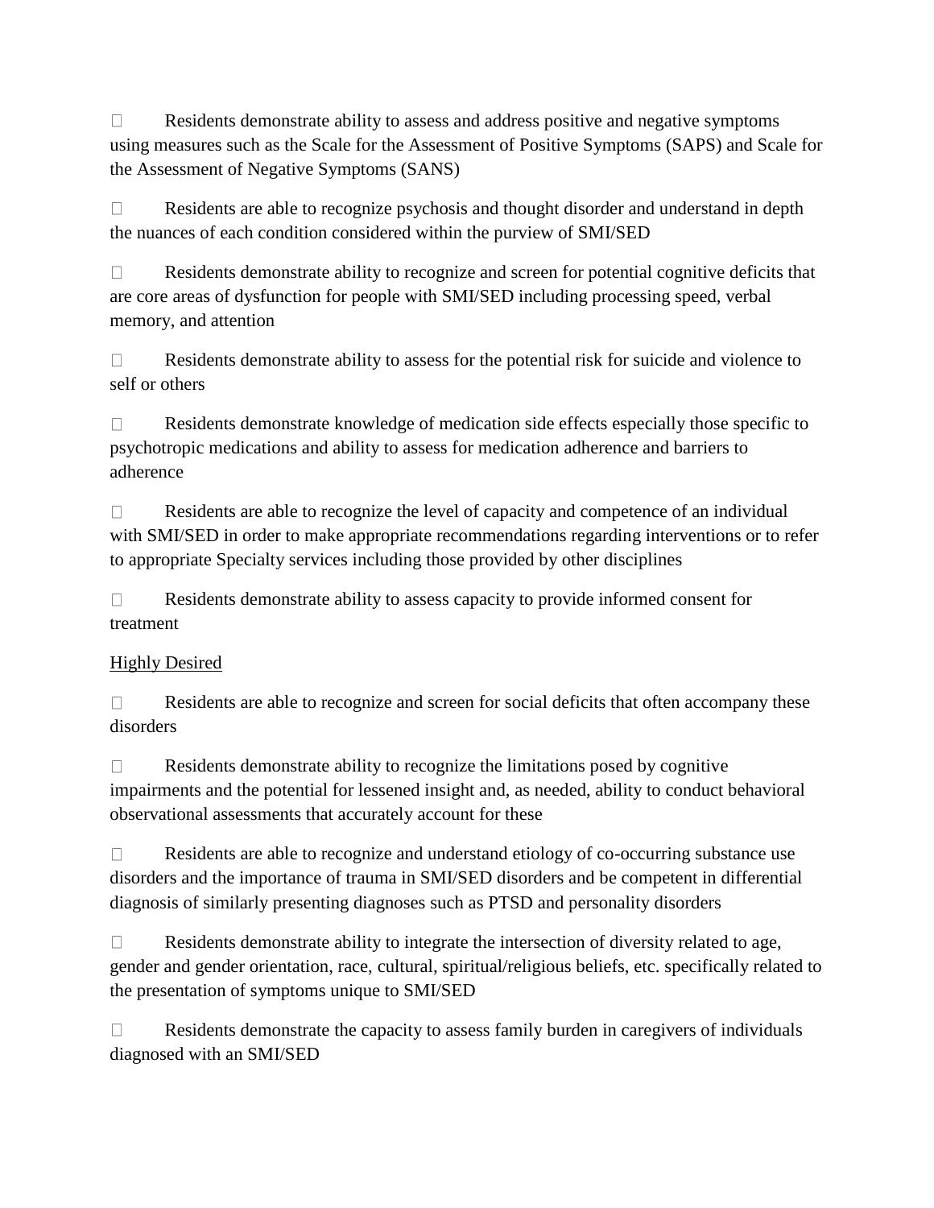- Residents demonstrate ability to assess and address positive and negative symptoms using measures such as the Scale for the Assessment of Positive Symptoms (SAPS) and Scale for the Assessment of Negative Symptoms (SANS)

- Residents are able to recognize psychosis and thought disorder and understand in depth the nuances of each condition considered within the purview of SMI/SED

- Residents demonstrate ability to recognize and screen for potential cognitive deficits that are core areas of dysfunction for people with SMI/SED including processing speed, verbal memory, and attention

- Residents demonstrate ability to assess for the potential risk for suicide and violence to self or others

- Residents demonstrate knowledge of medication side effects especially those specific to psychotropic medications and ability to assess for medication adherence and barriers to adherence

- Residents are able to recognize the level of capacity and competence of an individual with SMI/SED in order to make appropriate recommendations regarding interventions or to refer to appropriate Specialty services including those provided by other disciplines

- Residents demonstrate ability to assess capacity to provide informed consent for treatment

<u>Highly Desired</u>

- Residents are able to recognize and screen for social deficits that often accompany these disorders

- Residents demonstrate ability to recognize the limitations posed by cognitive impairments and the potential for lessened insight and, as needed, ability to conduct behavioral observational assessments that accurately account for these

- Residents are able to recognize and understand etiology of co-occurring substance use disorders and the importance of trauma in SMI/SED disorders and be competent in differential diagnosis of similarly presenting diagnoses such as PTSD and personality disorders

- Residents demonstrate ability to integrate the intersection of diversity related to age, gender and gender orientation, race, cultural, spiritual/religious beliefs, etc. specifically related to the presentation of symptoms unique to SMI/SED

- Residents demonstrate the capacity to assess family burden in caregivers of individuals diagnosed with an SMI/SED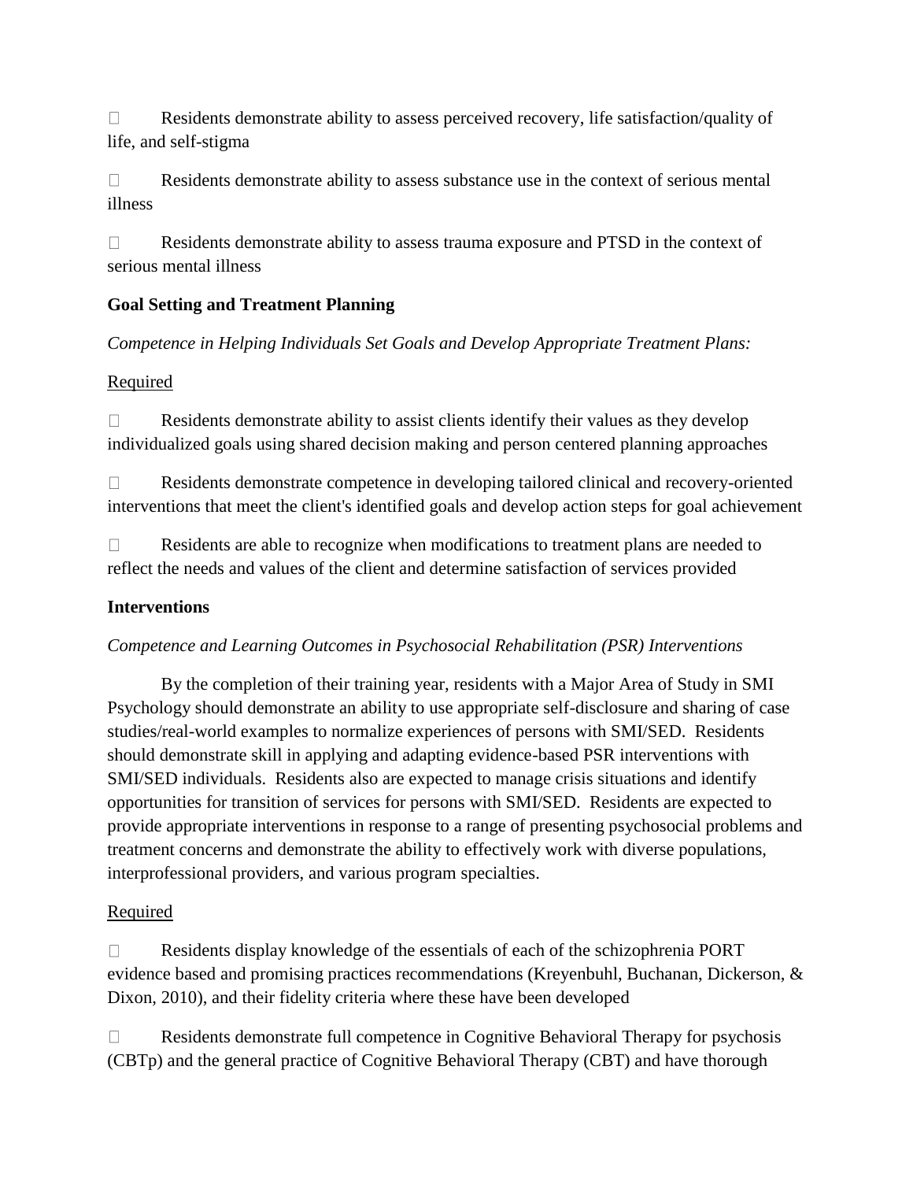- Residents demonstrate ability to assess perceived recovery, life satisfaction/quality of life, and self-stigma

- Residents demonstrate ability to assess substance use in the context of serious mental illness

- Residents demonstrate ability to assess trauma exposure and PTSD in the context of serious mental illness

**Goal Setting and Treatment Planning**

*Competence in Helping Individuals Set Goals and Develop Appropriate Treatment Plans:*

<u>Required</u>

- Residents demonstrate ability to assist clients identify their values as they develop individualized goals using shared decision making and person centered planning approaches

- Residents demonstrate competence in developing tailored clinical and recovery-oriented interventions that meet the client's identified goals and develop action steps for goal achievement

- Residents are able to recognize when modifications to treatment plans are needed to reflect the needs and values of the client and determine satisfaction of services provided

**Interventions**

*Competence and Learning Outcomes in Psychosocial Rehabilitation (PSR) Interventions*

By the completion of their training year, residents with a Major Area of Study in SMI Psychology should demonstrate an ability to use appropriate self-disclosure and sharing of case studies/real-world examples to normalize experiences of persons with SMI/SED. Residents should demonstrate skill in applying and adapting evidence-based PSR interventions with SMI/SED individuals. Residents also are expected to manage crisis situations and identify opportunities for transition of services for persons with SMI/SED. Residents are expected to provide appropriate interventions in response to a range of presenting psychosocial problems and treatment concerns and demonstrate the ability to effectively work with diverse populations, interprofessional providers, and various program specialties.

<u>Required</u>

- Residents display knowledge of the essentials of each of the schizophrenia PORT evidence based and promising practices recommendations (Kreyenbuhl, Buchanan, Dickerson, & Dixon, 2010), and their fidelity criteria where these have been developed

- Residents demonstrate full competence in Cognitive Behavioral Therapy for psychosis (CBTp) and the general practice of Cognitive Behavioral Therapy (CBT) and have thorough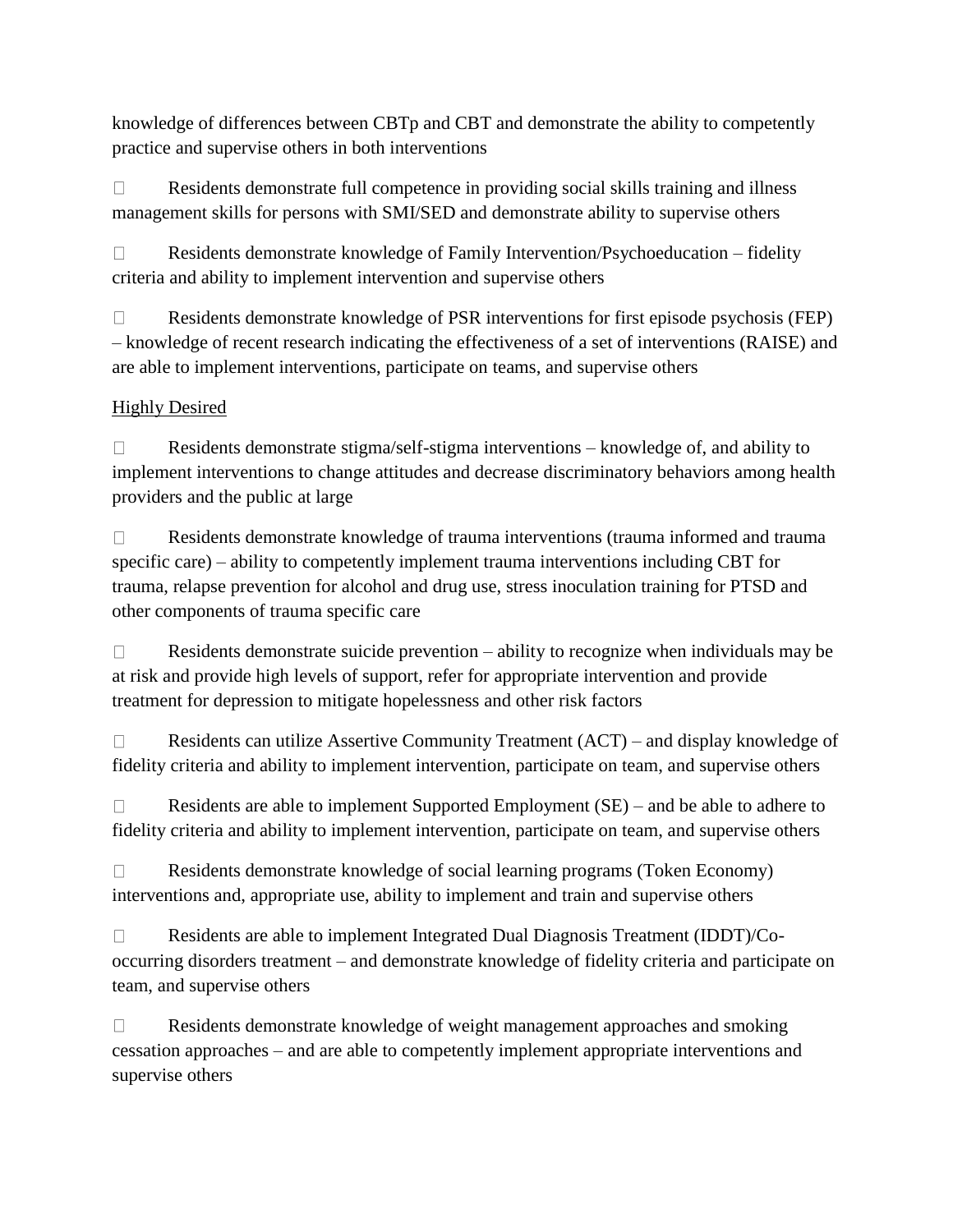knowledge of differences between CBTp and CBT and demonstrate the ability to competently practice and supervise others in both interventions

- Residents demonstrate full competence in providing social skills training and illness management skills for persons with SMI/SED and demonstrate ability to supervise others

- Residents demonstrate knowledge of Family Intervention/Psychoeducation – fidelity criteria and ability to implement intervention and supervise others

- Residents demonstrate knowledge of PSR interventions for first episode psychosis (FEP) – knowledge of recent research indicating the effectiveness of a set of interventions (RAISE) and are able to implement interventions, participate on teams, and supervise others

<u>Highly Desired</u>

- Residents demonstrate stigma/self-stigma interventions – knowledge of, and ability to implement interventions to change attitudes and decrease discriminatory behaviors among health providers and the public at large

- Residents demonstrate knowledge of trauma interventions (trauma informed and trauma specific care) – ability to competently implement trauma interventions including CBT for trauma, relapse prevention for alcohol and drug use, stress inoculation training for PTSD and other components of trauma specific care

- Residents demonstrate suicide prevention – ability to recognize when individuals may be at risk and provide high levels of support, refer for appropriate intervention and provide treatment for depression to mitigate hopelessness and other risk factors

- Residents can utilize Assertive Community Treatment (ACT) – and display knowledge of fidelity criteria and ability to implement intervention, participate on team, and supervise others

- Residents are able to implement Supported Employment (SE) – and be able to adhere to fidelity criteria and ability to implement intervention, participate on team, and supervise others

- Residents demonstrate knowledge of social learning programs (Token Economy) interventions and, appropriate use, ability to implement and train and supervise others

- Residents are able to implement Integrated Dual Diagnosis Treatment (IDDT)/Co-occurring disorders treatment – and demonstrate knowledge of fidelity criteria and participate on team, and supervise others

- Residents demonstrate knowledge of weight management approaches and smoking cessation approaches – and are able to competently implement appropriate interventions and supervise others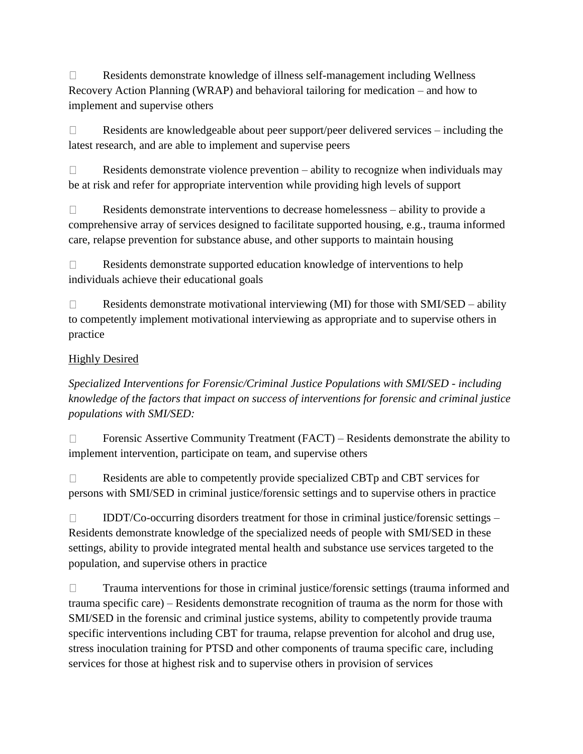- Residents demonstrate knowledge of illness self-management including Wellness Recovery Action Planning (WRAP) and behavioral tailoring for medication – and how to implement and supervise others

- Residents are knowledgeable about peer support/peer delivered services – including the latest research, and are able to implement and supervise peers

- Residents demonstrate violence prevention – ability to recognize when individuals may be at risk and refer for appropriate intervention while providing high levels of support

- Residents demonstrate interventions to decrease homelessness – ability to provide a comprehensive array of services designed to facilitate supported housing, e.g., trauma informed care, relapse prevention for substance abuse, and other supports to maintain housing

- Residents demonstrate supported education knowledge of interventions to help individuals achieve their educational goals

- Residents demonstrate motivational interviewing (MI) for those with SMI/SED – ability to competently implement motivational interviewing as appropriate and to supervise others in practice

<u>Highly Desired</u>

*Specialized Interventions for Forensic/Criminal Justice Populations with SMI/SED - including knowledge of the factors that impact on success of interventions for forensic and criminal justice populations with SMI/SED:*

- Forensic Assertive Community Treatment (FACT) – Residents demonstrate the ability to implement intervention, participate on team, and supervise others

- Residents are able to competently provide specialized CBTp and CBT services for persons with SMI/SED in criminal justice/forensic settings and to supervise others in practice

- IDDT/Co-occurring disorders treatment for those in criminal justice/forensic settings – Residents demonstrate knowledge of the specialized needs of people with SMI/SED in these settings, ability to provide integrated mental health and substance use services targeted to the population, and supervise others in practice

- Trauma interventions for those in criminal justice/forensic settings (trauma informed and trauma specific care) – Residents demonstrate recognition of trauma as the norm for those with SMI/SED in the forensic and criminal justice systems, ability to competently provide trauma specific interventions including CBT for trauma, relapse prevention for alcohol and drug use, stress inoculation training for PTSD and other components of trauma specific care, including services for those at highest risk and to supervise others in provision of services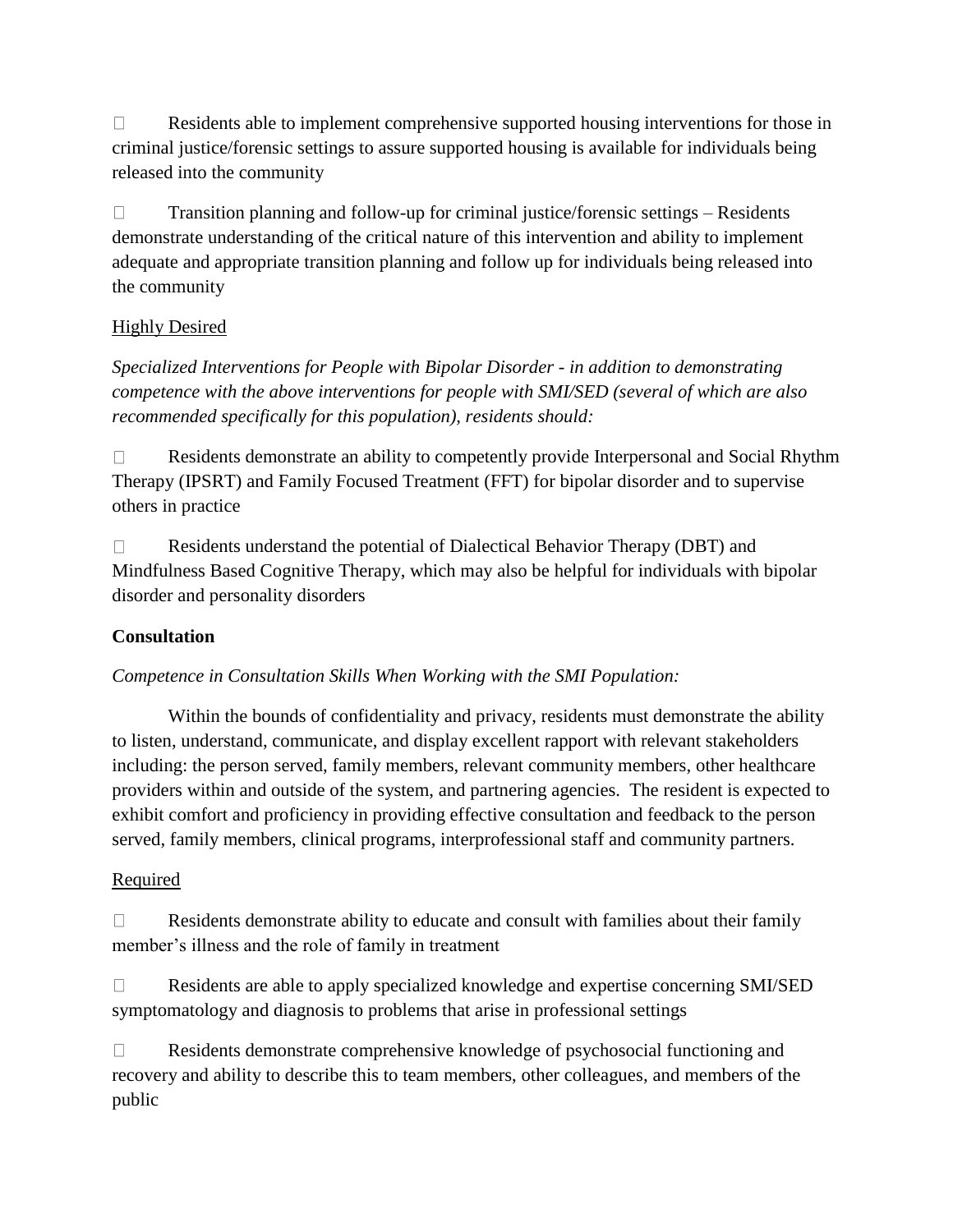- Residents able to implement comprehensive supported housing interventions for those in criminal justice/forensic settings to assure supported housing is available for individuals being released into the community

- Transition planning and follow-up for criminal justice/forensic settings – Residents demonstrate understanding of the critical nature of this intervention and ability to implement adequate and appropriate transition planning and follow up for individuals being released into the community

Highly Desired

*Specialized Interventions for People with Bipolar Disorder - in addition to demonstrating competence with the above interventions for people with SMI/SED (several of which are also recommended specifically for this population), residents should:*

- Residents demonstrate an ability to competently provide Interpersonal and Social Rhythm Therapy (IPSRT) and Family Focused Treatment (FFT) for bipolar disorder and to supervise others in practice

- Residents understand the potential of Dialectical Behavior Therapy (DBT) and Mindfulness Based Cognitive Therapy, which may also be helpful for individuals with bipolar disorder and personality disorders

**Consultation**

*Competence in Consultation Skills When Working with the SMI Population:*

Within the bounds of confidentiality and privacy, residents must demonstrate the ability to listen, understand, communicate, and display excellent rapport with relevant stakeholders including: the person served, family members, relevant community members, other healthcare providers within and outside of the system, and partnering agencies. The resident is expected to exhibit comfort and proficiency in providing effective consultation and feedback to the person served, family members, clinical programs, interprofessional staff and community partners.

Required

- Residents demonstrate ability to educate and consult with families about their family member's illness and the role of family in treatment

- Residents are able to apply specialized knowledge and expertise concerning SMI/SED symptomatology and diagnosis to problems that arise in professional settings

- Residents demonstrate comprehensive knowledge of psychosocial functioning and recovery and ability to describe this to team members, other colleagues, and members of the public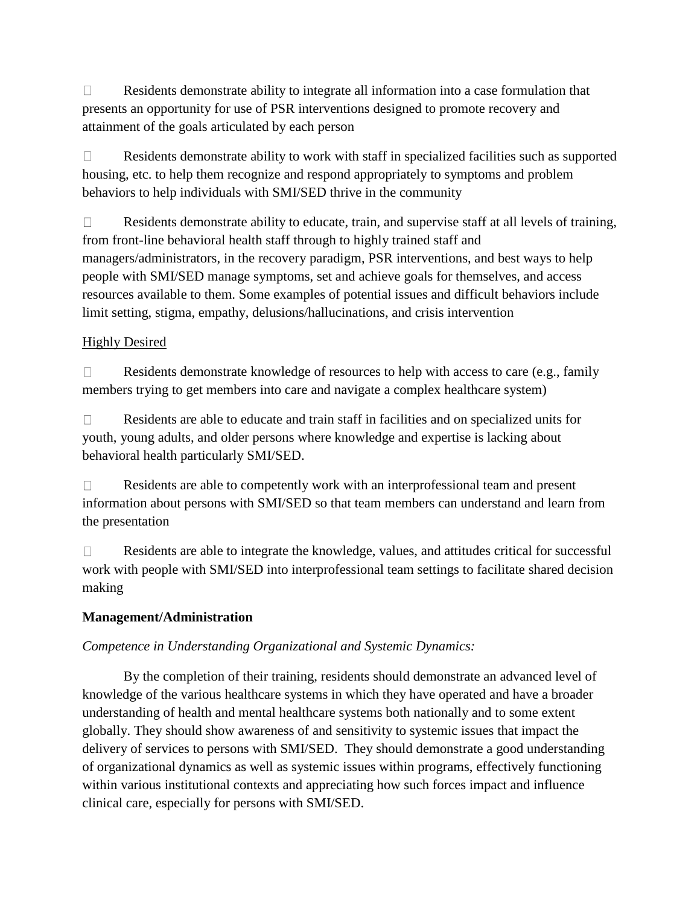- Residents demonstrate ability to integrate all information into a case formulation that presents an opportunity for use of PSR interventions designed to promote recovery and attainment of the goals articulated by each person

- Residents demonstrate ability to work with staff in specialized facilities such as supported housing, etc. to help them recognize and respond appropriately to symptoms and problem behaviors to help individuals with SMI/SED thrive in the community

- Residents demonstrate ability to educate, train, and supervise staff at all levels of training, from front-line behavioral health staff through to highly trained staff and managers/administrators, in the recovery paradigm, PSR interventions, and best ways to help people with SMI/SED manage symptoms, set and achieve goals for themselves, and access resources available to them. Some examples of potential issues and difficult behaviors include limit setting, stigma, empathy, delusions/hallucinations, and crisis intervention

<u>Highly Desired</u>

- Residents demonstrate knowledge of resources to help with access to care (e.g., family members trying to get members into care and navigate a complex healthcare system)

- Residents are able to educate and train staff in facilities and on specialized units for youth, young adults, and older persons where knowledge and expertise is lacking about behavioral health particularly SMI/SED.

- Residents are able to competently work with an interprofessional team and present information about persons with SMI/SED so that team members can understand and learn from the presentation

- Residents are able to integrate the knowledge, values, and attitudes critical for successful work with people with SMI/SED into interprofessional team settings to facilitate shared decision making

**Management/Administration**

*Competence in Understanding Organizational and Systemic Dynamics:*

By the completion of their training, residents should demonstrate an advanced level of knowledge of the various healthcare systems in which they have operated and have a broader understanding of health and mental healthcare systems both nationally and to some extent globally. They should show awareness of and sensitivity to systemic issues that impact the delivery of services to persons with SMI/SED. They should demonstrate a good understanding of organizational dynamics as well as systemic issues within programs, effectively functioning within various institutional contexts and appreciating how such forces impact and influence clinical care, especially for persons with SMI/SED.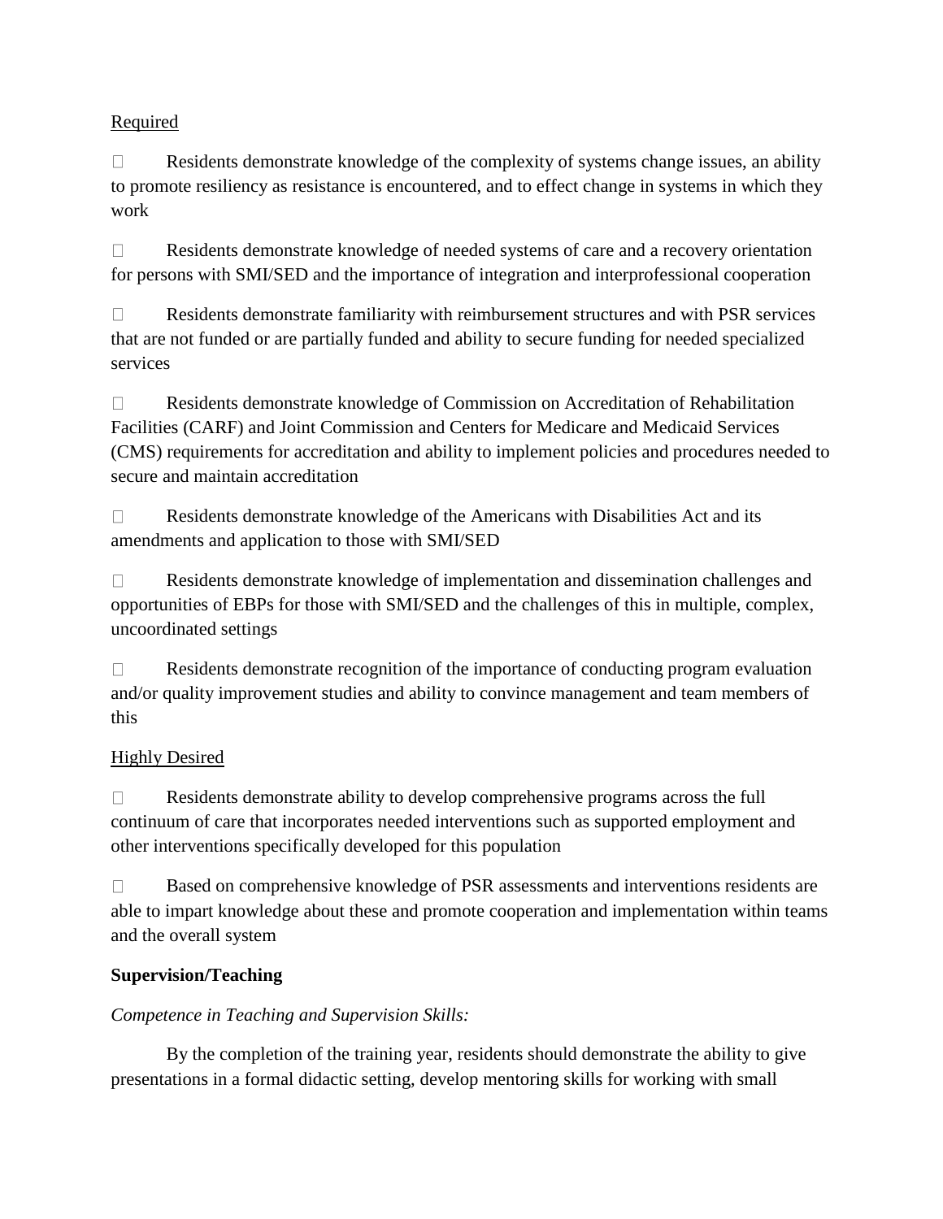Required

- Residents demonstrate knowledge of the complexity of systems change issues, an ability to promote resiliency as resistance is encountered, and to effect change in systems in which they work
- Residents demonstrate knowledge of needed systems of care and a recovery orientation for persons with SMI/SED and the importance of integration and interprofessional cooperation
- Residents demonstrate familiarity with reimbursement structures and with PSR services that are not funded or are partially funded and ability to secure funding for needed specialized services
- Residents demonstrate knowledge of Commission on Accreditation of Rehabilitation Facilities (CARF) and Joint Commission and Centers for Medicare and Medicaid Services (CMS) requirements for accreditation and ability to implement policies and procedures needed to secure and maintain accreditation
- Residents demonstrate knowledge of the Americans with Disabilities Act and its amendments and application to those with SMI/SED
- Residents demonstrate knowledge of implementation and dissemination challenges and opportunities of EBPs for those with SMI/SED and the challenges of this in multiple, complex, uncoordinated settings
- Residents demonstrate recognition of the importance of conducting program evaluation and/or quality improvement studies and ability to convince management and team members of this

Highly Desired

- Residents demonstrate ability to develop comprehensive programs across the full continuum of care that incorporates needed interventions such as supported employment and other interventions specifically developed for this population
- Based on comprehensive knowledge of PSR assessments and interventions residents are able to impart knowledge about these and promote cooperation and implementation within teams and the overall system

**Supervision/Teaching**

*Competence in Teaching and Supervision Skills:*

By the completion of the training year, residents should demonstrate the ability to give presentations in a formal didactic setting, develop mentoring skills for working with small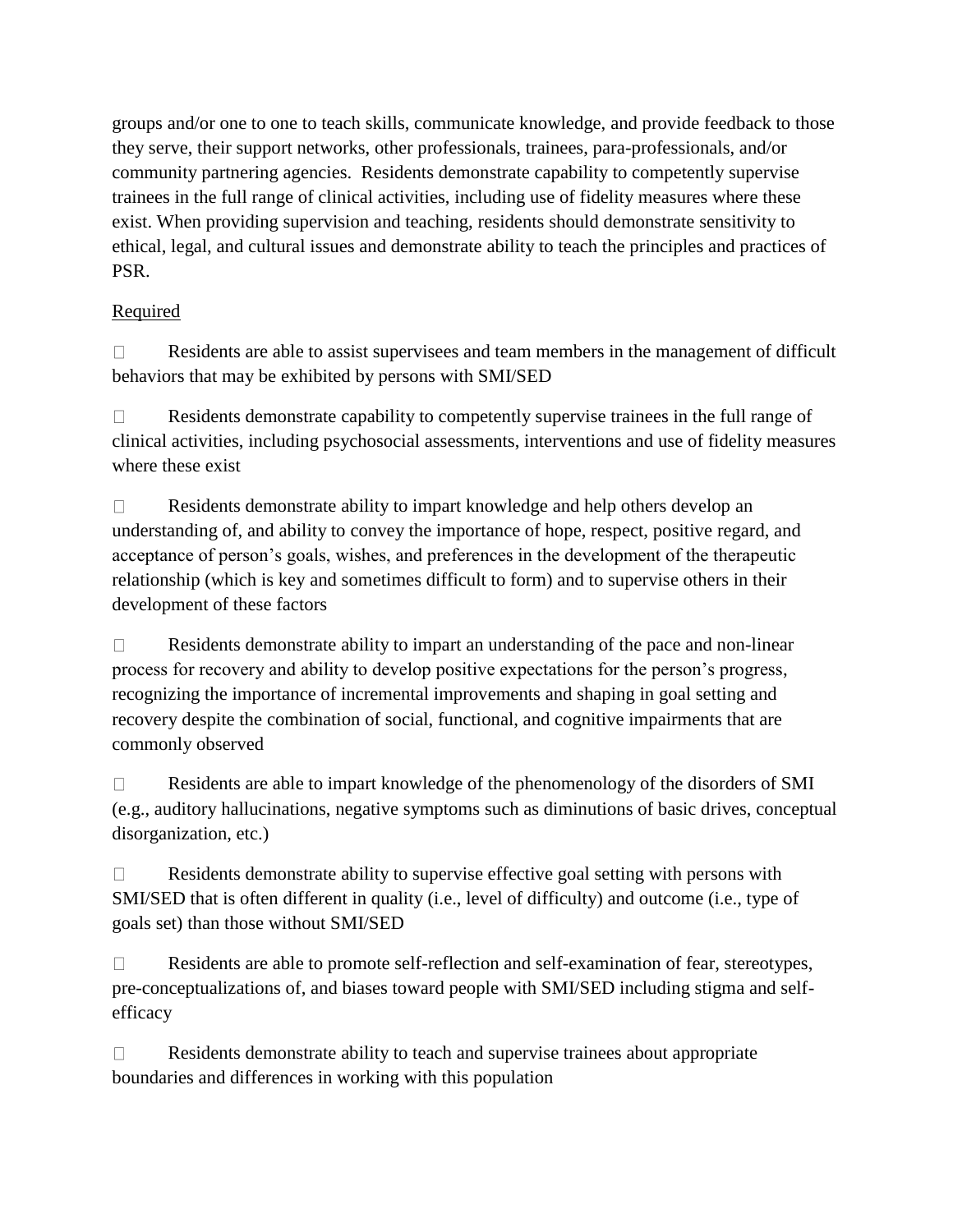groups and/or one to one to teach skills, communicate knowledge, and provide feedback to those they serve, their support networks, other professionals, trainees, para-professionals, and/or community partnering agencies. Residents demonstrate capability to competently supervise trainees in the full range of clinical activities, including use of fidelity measures where these exist. When providing supervision and teaching, residents should demonstrate sensitivity to ethical, legal, and cultural issues and demonstrate ability to teach the principles and practices of PSR.

<u>Required</u>

- Residents are able to assist supervisees and team members in the management of difficult behaviors that may be exhibited by persons with SMI/SED
- Residents demonstrate capability to competently supervise trainees in the full range of clinical activities, including psychosocial assessments, interventions and use of fidelity measures where these exist
- Residents demonstrate ability to impart knowledge and help others develop an understanding of, and ability to convey the importance of hope, respect, positive regard, and acceptance of person's goals, wishes, and preferences in the development of the therapeutic relationship (which is key and sometimes difficult to form) and to supervise others in their development of these factors
- Residents demonstrate ability to impart an understanding of the pace and non-linear process for recovery and ability to develop positive expectations for the person's progress, recognizing the importance of incremental improvements and shaping in goal setting and recovery despite the combination of social, functional, and cognitive impairments that are commonly observed
- Residents are able to impart knowledge of the phenomenology of the disorders of SMI (e.g., auditory hallucinations, negative symptoms such as diminutions of basic drives, conceptual disorganization, etc.)
- Residents demonstrate ability to supervise effective goal setting with persons with SMI/SED that is often different in quality (i.e., level of difficulty) and outcome (i.e., type of goals set) than those without SMI/SED
- Residents are able to promote self-reflection and self-examination of fear, stereotypes, pre-conceptualizations of, and biases toward people with SMI/SED including stigma and self-efficacy
- Residents demonstrate ability to teach and supervise trainees about appropriate boundaries and differences in working with this population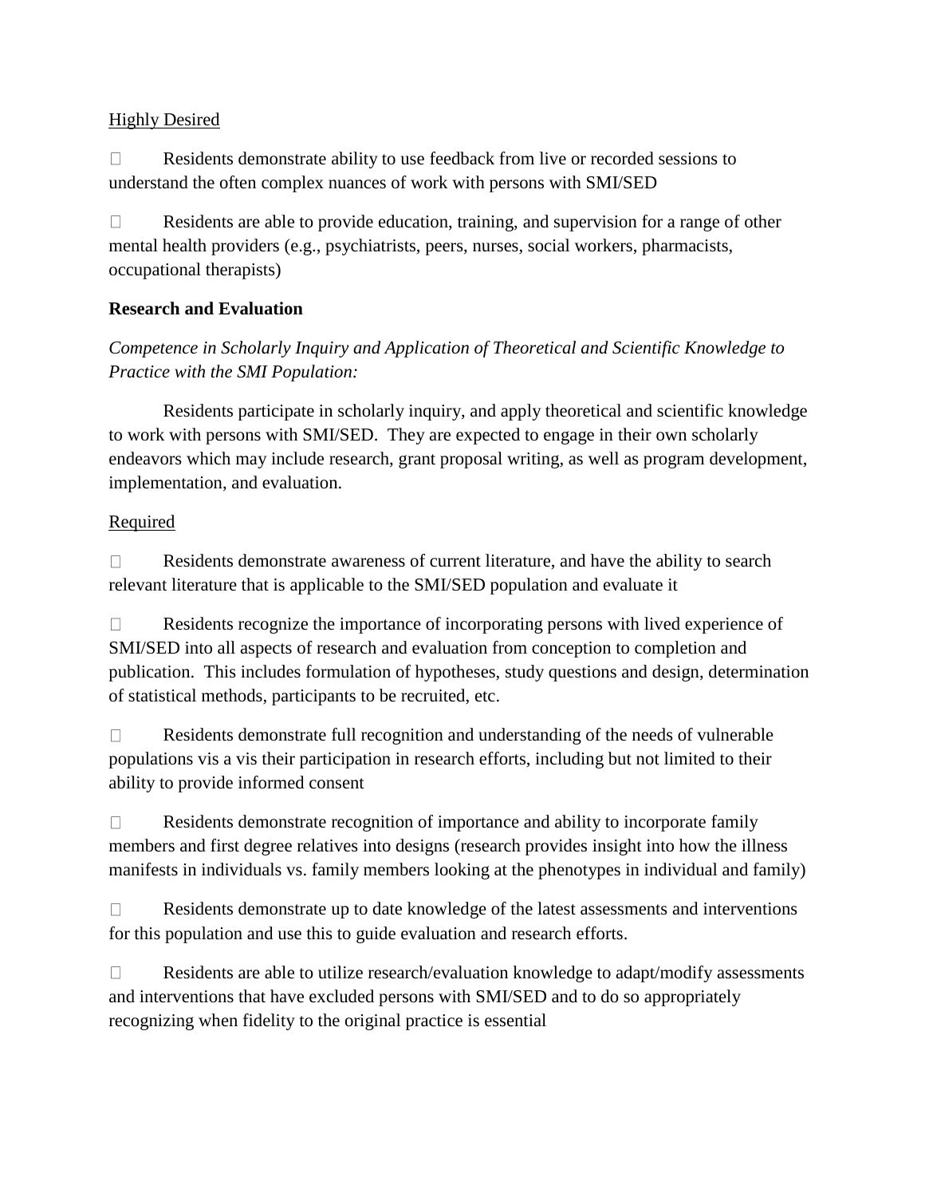Highly Desired

- Residents demonstrate ability to use feedback from live or recorded sessions to understand the often complex nuances of work with persons with SMI/SED

- Residents are able to provide education, training, and supervision for a range of other mental health providers (e.g., psychiatrists, peers, nurses, social workers, pharmacists, occupational therapists)

**Research and Evaluation**

*Competence in Scholarly Inquiry and Application of Theoretical and Scientific Knowledge to Practice with the SMI Population:*

Residents participate in scholarly inquiry, and apply theoretical and scientific knowledge to work with persons with SMI/SED. They are expected to engage in their own scholarly endeavors which may include research, grant proposal writing, as well as program development, implementation, and evaluation.

Required

- Residents demonstrate awareness of current literature, and have the ability to search relevant literature that is applicable to the SMI/SED population and evaluate it

- Residents recognize the importance of incorporating persons with lived experience of SMI/SED into all aspects of research and evaluation from conception to completion and publication. This includes formulation of hypotheses, study questions and design, determination of statistical methods, participants to be recruited, etc.

- Residents demonstrate full recognition and understanding of the needs of vulnerable populations vis a vis their participation in research efforts, including but not limited to their ability to provide informed consent

- Residents demonstrate recognition of importance and ability to incorporate family members and first degree relatives into designs (research provides insight into how the illness manifests in individuals vs. family members looking at the phenotypes in individual and family)

- Residents demonstrate up to date knowledge of the latest assessments and interventions for this population and use this to guide evaluation and research efforts.

- Residents are able to utilize research/evaluation knowledge to adapt/modify assessments and interventions that have excluded persons with SMI/SED and to do so appropriately recognizing when fidelity to the original practice is essential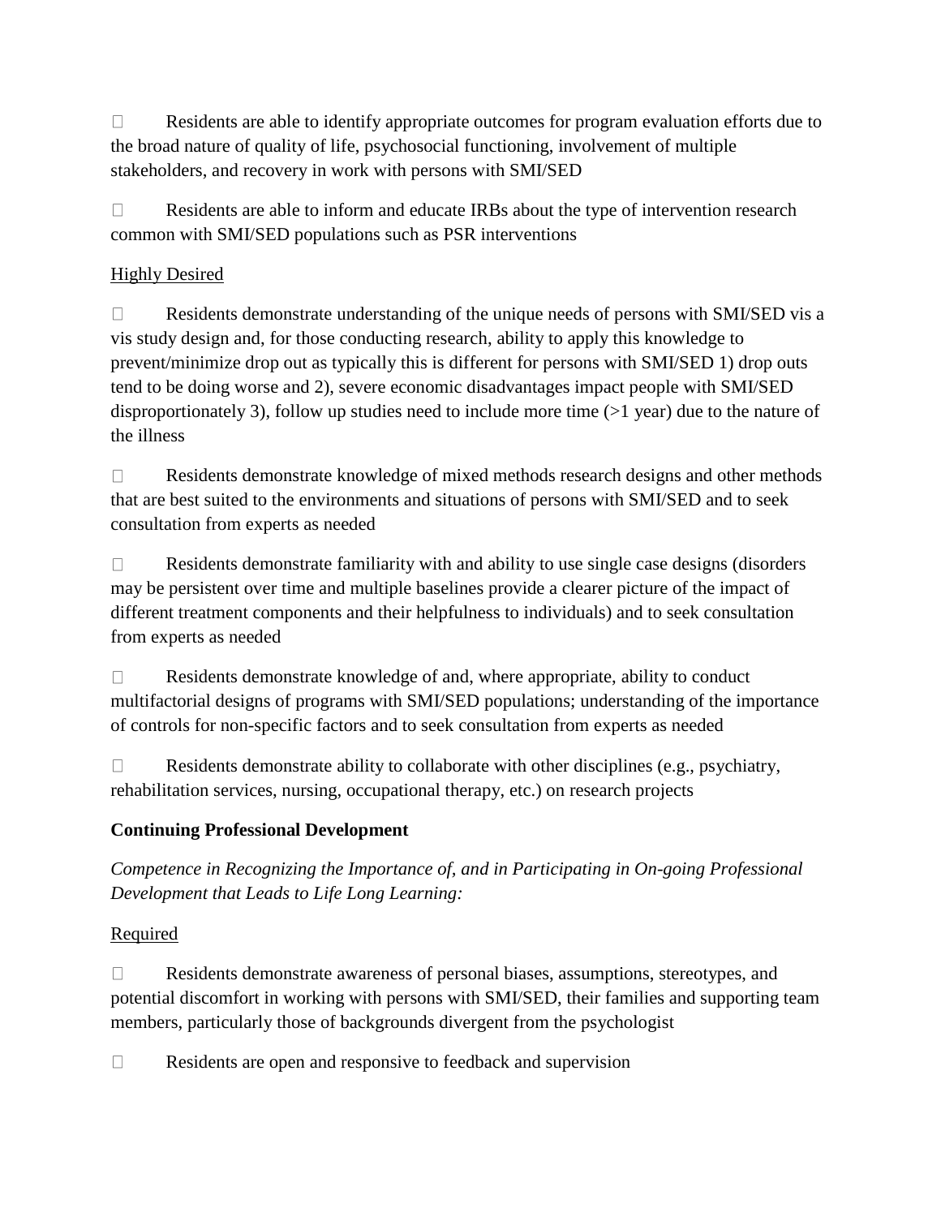- Residents are able to identify appropriate outcomes for program evaluation efforts due to the broad nature of quality of life, psychosocial functioning, involvement of multiple stakeholders, and recovery in work with persons with SMI/SED

- Residents are able to inform and educate IRBs about the type of intervention research common with SMI/SED populations such as PSR interventions

Highly Desired

- Residents demonstrate understanding of the unique needs of persons with SMI/SED vis a vis study design and, for those conducting research, ability to apply this knowledge to prevent/minimize drop out as typically this is different for persons with SMI/SED 1) drop outs tend to be doing worse and 2), severe economic disadvantages impact people with SMI/SED disproportionately 3), follow up studies need to include more time (>1 year) due to the nature of the illness

- Residents demonstrate knowledge of mixed methods research designs and other methods that are best suited to the environments and situations of persons with SMI/SED and to seek consultation from experts as needed

- Residents demonstrate familiarity with and ability to use single case designs (disorders may be persistent over time and multiple baselines provide a clearer picture of the impact of different treatment components and their helpfulness to individuals) and to seek consultation from experts as needed

- Residents demonstrate knowledge of and, where appropriate, ability to conduct multifactorial designs of programs with SMI/SED populations; understanding of the importance of controls for non-specific factors and to seek consultation from experts as needed

- Residents demonstrate ability to collaborate with other disciplines (e.g., psychiatry, rehabilitation services, nursing, occupational therapy, etc.) on research projects

**Continuing Professional Development**

*Competence in Recognizing the Importance of, and in Participating in On-going Professional Development that Leads to Life Long Learning:*

Required

- Residents demonstrate awareness of personal biases, assumptions, stereotypes, and potential discomfort in working with persons with SMI/SED, their families and supporting team members, particularly those of backgrounds divergent from the psychologist

- Residents are open and responsive to feedback and supervision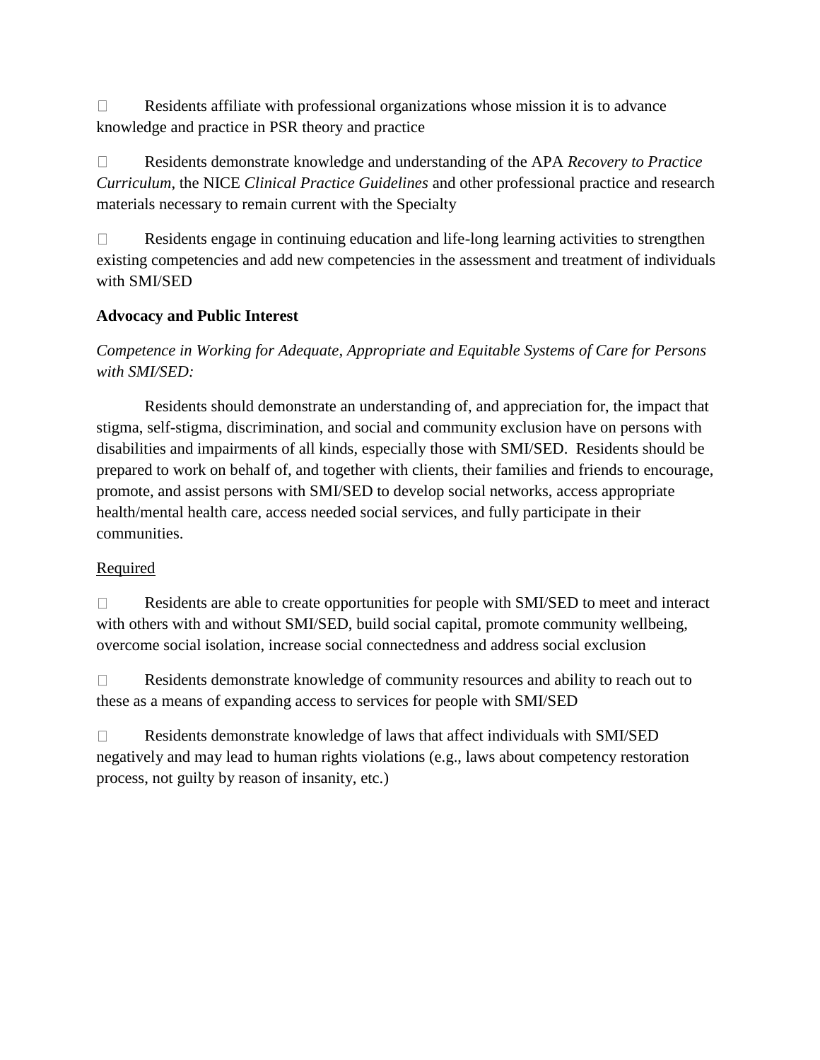- Residents affiliate with professional organizations whose mission it is to advance knowledge and practice in PSR theory and practice

- Residents demonstrate knowledge and understanding of the APA *Recovery to Practice Curriculum*, the NICE *Clinical Practice Guidelines* and other professional practice and research materials necessary to remain current with the Specialty

- Residents engage in continuing education and life-long learning activities to strengthen existing competencies and add new competencies in the assessment and treatment of individuals with SMI/SED

**Advocacy and Public Interest**

*Competence in Working for Adequate, Appropriate and Equitable Systems of Care for Persons with SMI/SED:*

Residents should demonstrate an understanding of, and appreciation for, the impact that stigma, self-stigma, discrimination, and social and community exclusion have on persons with disabilities and impairments of all kinds, especially those with SMI/SED. Residents should be prepared to work on behalf of, and together with clients, their families and friends to encourage, promote, and assist persons with SMI/SED to develop social networks, access appropriate health/mental health care, access needed social services, and fully participate in their communities.

<u>Required</u>

- Residents are able to create opportunities for people with SMI/SED to meet and interact with others with and without SMI/SED, build social capital, promote community wellbeing, overcome social isolation, increase social connectedness and address social exclusion

- Residents demonstrate knowledge of community resources and ability to reach out to these as a means of expanding access to services for people with SMI/SED

- Residents demonstrate knowledge of laws that affect individuals with SMI/SED negatively and may lead to human rights violations (e.g., laws about competency restoration process, not guilty by reason of insanity, etc.)